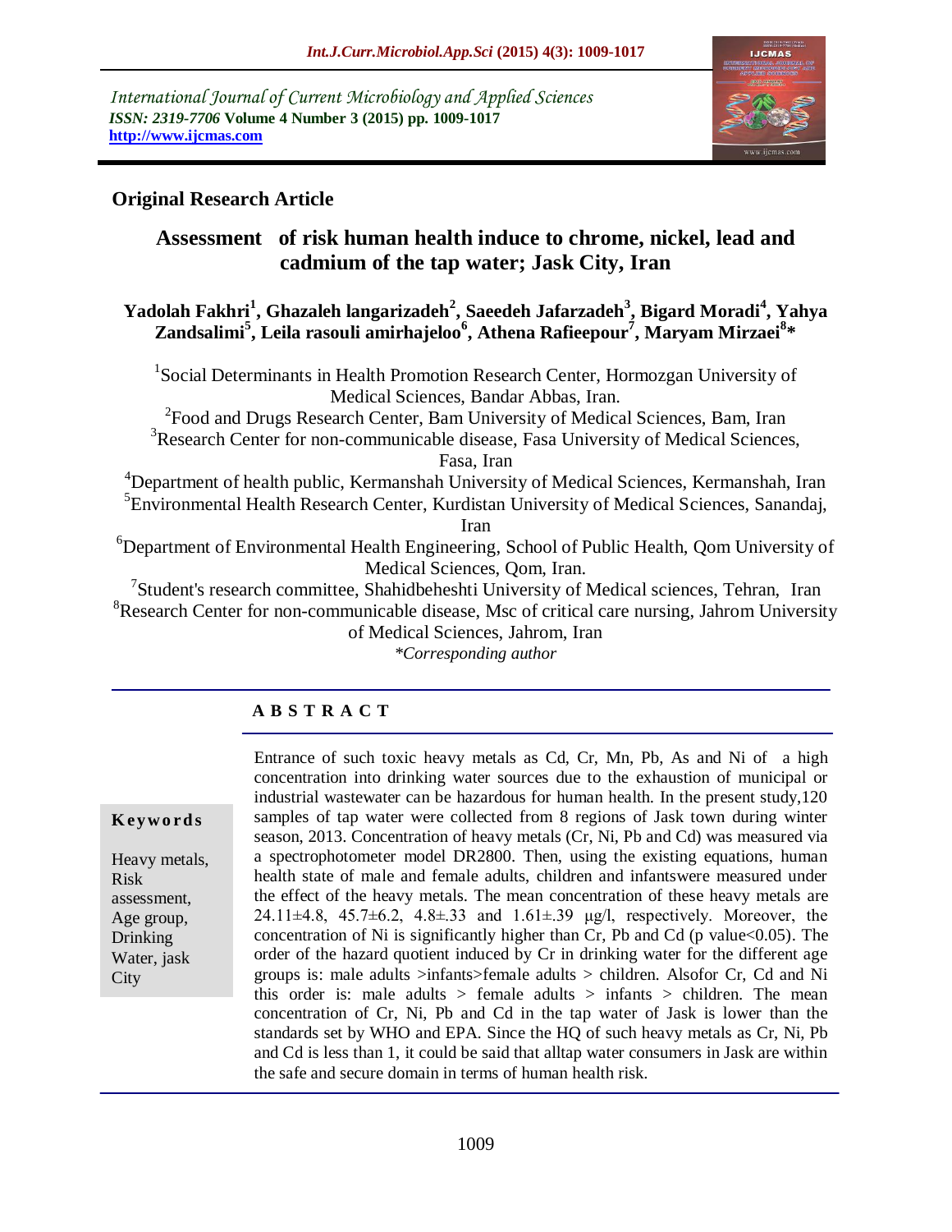International Journal of Current Microbiology and Applied Sciences
*ISSN: 2319-7706* **Volume 4 Number 3 (2015) pp. 1009-1017**
**http://www.ijcmas.com**

**Original Research Article**

# Assessment of risk human health induce to chrome, nickel, lead and cadmium of the tap water; Jask City, Iran

**Yadolah Fakhri[1], Ghazaleh langarizadeh[2], Saeedeh Jafarzadeh[3], Bigard Moradi[4], Yahya Zandsalimi[5], Leila rasouli amirhajeloo[6], Athena Rafieepour[7], Maryam Mirzaei[8]***

[1]Social Determinants in Health Promotion Research Center, Hormozgan University of Medical Sciences, Bandar Abbas, Iran.
[2]Food and Drugs Research Center, Bam University of Medical Sciences, Bam, Iran
[3]Research Center for non-communicable disease, Fasa University of Medical Sciences, Fasa, Iran
[4]Department of health public, Kermanshah University of Medical Sciences, Kermanshah, Iran
[5]Environmental Health Research Center, Kurdistan University of Medical Sciences, Sanandaj, Iran
[6]Department of Environmental Health Engineering, School of Public Health, Qom University of Medical Sciences, Qom, Iran.
[7]Student's research committee, Shahidbeheshti University of Medical sciences, Tehran, Iran
[8]Research Center for non-communicable disease, Msc of critical care nursing, Jahrom University of Medical Sciences, Jahrom, Iran
*\*Corresponding author*

## A B S T R A C T

**Keywords**

Heavy metals, Risk assessment, Age group, Drinking Water, jask City

Entrance of such toxic heavy metals as Cd, Cr, Mn, Pb, As and Ni of a high concentration into drinking water sources due to the exhaustion of municipal or industrial wastewater can be hazardous for human health. In the present study,120 samples of tap water were collected from 8 regions of Jask town during winter season, 2013. Concentration of heavy metals (Cr, Ni, Pb and Cd) was measured via a spectrophotometer model DR2800. Then, using the existing equations, human health state of male and female adults, children and infantswere measured under the effect of the heavy metals. The mean concentration of these heavy metals are 24.11±4.8, 45.7±6.2, 4.8±.33 and 1.61±.39 µg/l, respectively. Moreover, the concentration of Ni is significantly higher than Cr, Pb and Cd (p value<0.05). The order of the hazard quotient induced by Cr in drinking water for the different age groups is: male adults >infants>female adults > children. Alsofor Cr, Cd and Ni this order is: male adults > female adults > infants > children. The mean concentration of Cr, Ni, Pb and Cd in the tap water of Jask is lower than the standards set by WHO and EPA. Since the HQ of such heavy metals as Cr, Ni, Pb and Cd is less than 1, it could be said that alltap water consumers in Jask are within the safe and secure domain in terms of human health risk.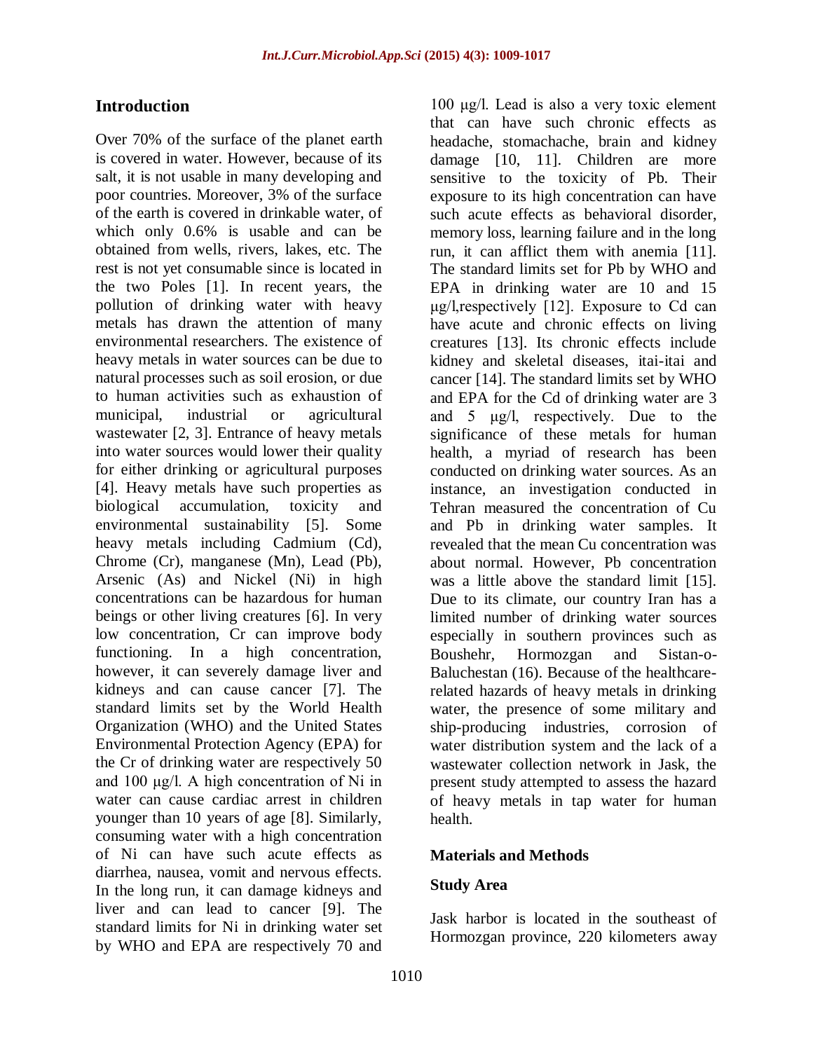## Introduction

Over 70% of the surface of the planet earth is covered in water. However, because of its salt, it is not usable in many developing and poor countries. Moreover, 3% of the surface of the earth is covered in drinkable water, of which only 0.6% is usable and can be obtained from wells, rivers, lakes, etc. The rest is not yet consumable since is located in the two Poles [1]. In recent years, the pollution of drinking water with heavy metals has drawn the attention of many environmental researchers. The existence of heavy metals in water sources can be due to natural processes such as soil erosion, or due to human activities such as exhaustion of municipal, industrial or agricultural wastewater [2, 3]. Entrance of heavy metals into water sources would lower their quality for either drinking or agricultural purposes [4]. Heavy metals have such properties as biological accumulation, toxicity and environmental sustainability [5]. Some heavy metals including Cadmium (Cd), Chrome (Cr), manganese (Mn), Lead (Pb), Arsenic (As) and Nickel (Ni) in high concentrations can be hazardous for human beings or other living creatures [6]. In very low concentration, Cr can improve body functioning. In a high concentration, however, it can severely damage liver and kidneys and can cause cancer [7]. The standard limits set by the World Health Organization (WHO) and the United States Environmental Protection Agency (EPA) for the Cr of drinking water are respectively 50 and 100 μg/l. A high concentration of Ni in water can cause cardiac arrest in children younger than 10 years of age [8]. Similarly, consuming water with a high concentration of Ni can have such acute effects as diarrhea, nausea, vomit and nervous effects. In the long run, it can damage kidneys and liver and can lead to cancer [9]. The standard limits for Ni in drinking water set by WHO and EPA are respectively 70 and 100 μg/l. Lead is also a very toxic element that can have such chronic effects as headache, stomachache, brain and kidney damage [10, 11]. Children are more sensitive to the toxicity of Pb. Their exposure to its high concentration can have such acute effects as behavioral disorder, memory loss, learning failure and in the long run, it can afflict them with anemia [11]. The standard limits set for Pb by WHO and EPA in drinking water are 10 and 15 μg/l,respectively [12]. Exposure to Cd can have acute and chronic effects on living creatures [13]. Its chronic effects include kidney and skeletal diseases, itai-itai and cancer [14]. The standard limits set by WHO and EPA for the Cd of drinking water are 3 and 5 μg/l, respectively. Due to the significance of these metals for human health, a myriad of research has been conducted on drinking water sources. As an instance, an investigation conducted in Tehran measured the concentration of Cu and Pb in drinking water samples. It revealed that the mean Cu concentration was about normal. However, Pb concentration was a little above the standard limit [15]. Due to its climate, our country Iran has a limited number of drinking water sources especially in southern provinces such as Boushehr, Hormozgan and Sistan-o-Baluchestan (16). Because of the healthcare-related hazards of heavy metals in drinking water, the presence of some military and ship-producing industries, corrosion of water distribution system and the lack of a wastewater collection network in Jask, the present study attempted to assess the hazard of heavy metals in tap water for human health.

## Materials and Methods

### Study Area

Jask harbor is located in the southeast of Hormozgan province, 220 kilometers away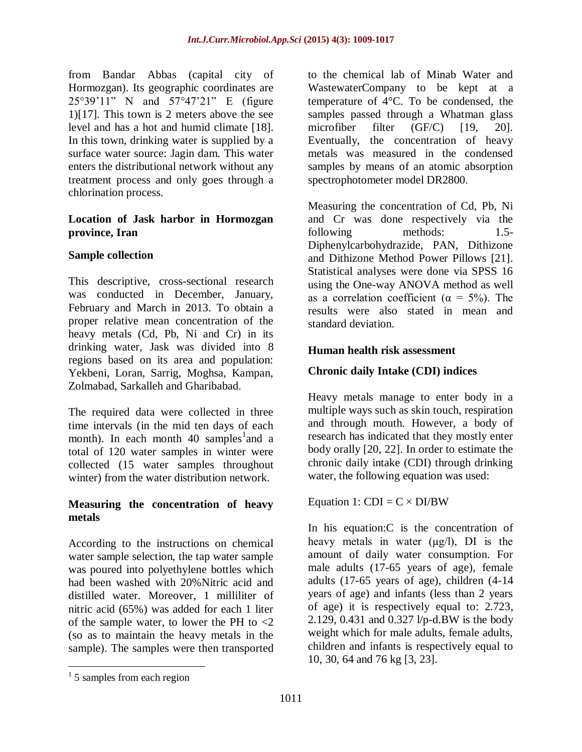from Bandar Abbas (capital city of Hormozgan). Its geographic coordinates are 25°39'11" N and 57°47'21" E (figure 1)[17]. This town is 2 meters above the see level and has a hot and humid climate [18]. In this town, drinking water is supplied by a surface water source: Jagin dam. This water enters the distributional network without any treatment process and only goes through a chlorination process.

**Location of Jask harbor in Hormozgan province, Iran**

**Sample collection**

This descriptive, cross-sectional research was conducted in December, January, February and March in 2013. To obtain a proper relative mean concentration of the heavy metals (Cd, Pb, Ni and Cr) in its drinking water, Jask was divided into 8 regions based on its area and population: Yekbeni, Loran, Sarrig, Moghsa, Kampan, Zolmabad, Sarkalleh and Gharibabad.

The required data were collected in three time intervals (in the mid ten days of each month). In each month 40 samples[1]and a total of 120 water samples in winter were collected (15 water samples throughout winter) from the water distribution network.

**Measuring the concentration of heavy metals**

According to the instructions on chemical water sample selection, the tap water sample was poured into polyethylene bottles which had been washed with 20%Nitric acid and distilled water. Moreover, 1 milliliter of nitric acid (65%) was added for each 1 liter of the sample water, to lower the PH to <2 (so as to maintain the heavy metals in the sample). The samples were then transported to the chemical lab of Minab Water and WastewaterCompany to be kept at a temperature of 4°C. To be condensed, the samples passed through a Whatman glass microfiber filter (GF/C) [19, 20]. Eventually, the concentration of heavy metals was measured in the condensed samples by means of an atomic absorption spectrophotometer model DR2800.

Measuring the concentration of Cd, Pb, Ni and Cr was done respectively via the following methods: 1.5-Diphenylcarbohydrazide, PAN, Dithizone and Dithizone Method Power Pillows [21]. Statistical analyses were done via SPSS 16 using the One-way ANOVA method as well as a correlation coefficient ($\alpha = 5\%$). The results were also stated in mean and standard deviation.

**Human health risk assessment**

**Chronic daily Intake (CDI) indices**

Heavy metals manage to enter body in a multiple ways such as skin touch, respiration and through mouth. However, a body of research has indicated that they mostly enter body orally [20, 22]. In order to estimate the chronic daily intake (CDI) through drinking water, the following equation was used:

Equation 1: $CDI = C \times DI/BW$

In his equation:C is the concentration of heavy metals in water (µg/l), DI is the amount of daily water consumption. For male adults (17-65 years of age), female adults (17-65 years of age), children (4-14 years of age) and infants (less than 2 years of age) it is respectively equal to: 2.723, 2.129, 0.431 and 0.327 l/p-d.BW is the body weight which for male adults, female adults, children and infants is respectively equal to 10, 30, 64 and 76 kg [3, 23].

[1] 5 samples from each region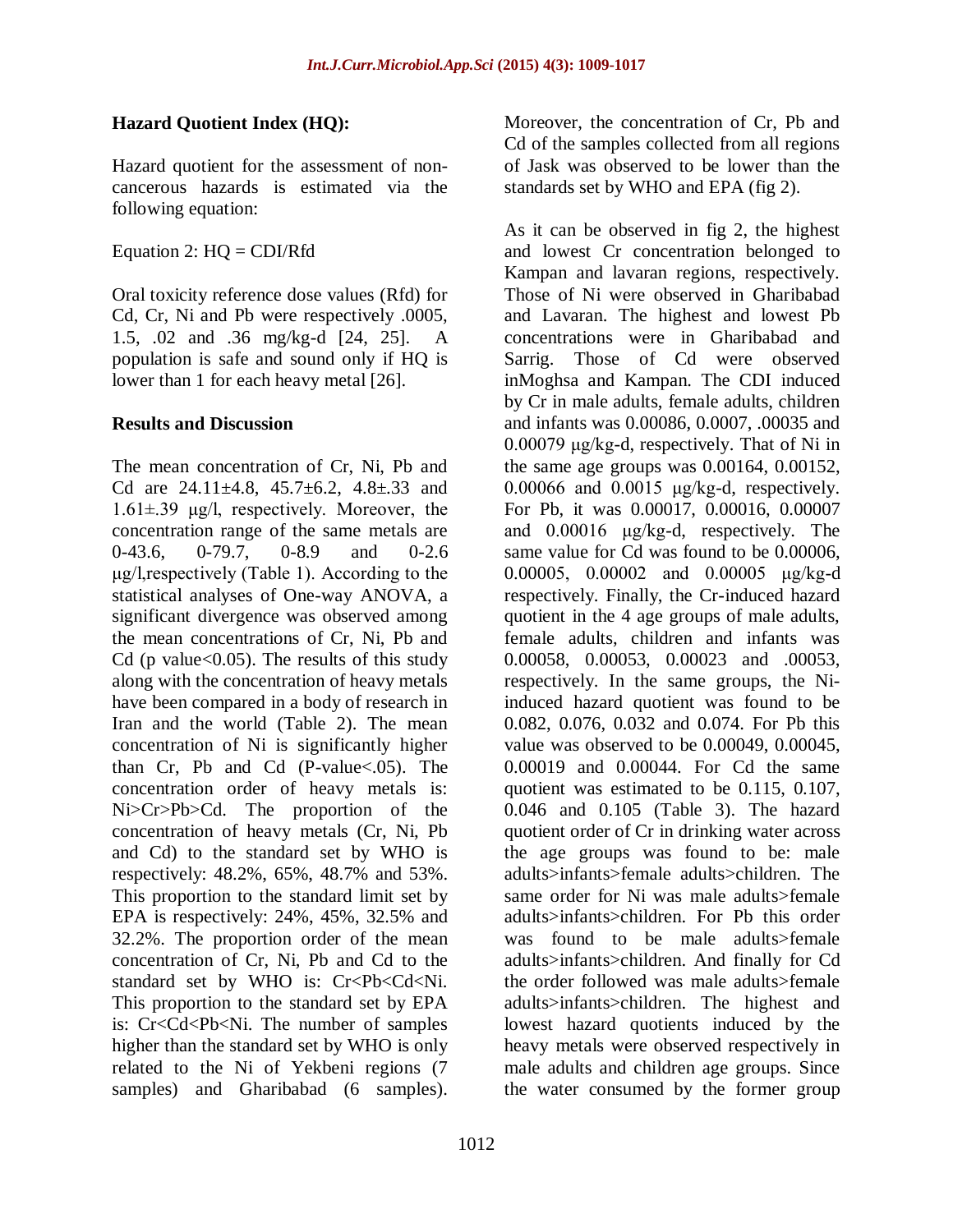### Hazard Quotient Index (HQ):

Hazard quotient for the assessment of non-cancerous hazards is estimated via the following equation:

Equation 2: $HQ = CDI/Rfd$

Oral toxicity reference dose values (Rfd) for Cd, Cr, Ni and Pb were respectively .0005, 1.5, .02 and .36 mg/kg-d [24, 25]. A population is safe and sound only if HQ is lower than 1 for each heavy metal [26].

## Results and Discussion

The mean concentration of Cr, Ni, Pb and Cd are 24.11±4.8, 45.7±6.2, 4.8±.33 and 1.61±.39 μg/l, respectively. Moreover, the concentration range of the same metals are 0-43.6, 0-79.7, 0-8.9 and 0-2.6 μg/l,respectively (Table 1). According to the statistical analyses of One-way ANOVA, a significant divergence was observed among the mean concentrations of Cr, Ni, Pb and Cd (p value<0.05). The results of this study along with the concentration of heavy metals have been compared in a body of research in Iran and the world (Table 2). The mean concentration of Ni is significantly higher than Cr, Pb and Cd (P-value<.05). The concentration order of heavy metals is: Ni>Cr>Pb>Cd. The proportion of the concentration of heavy metals (Cr, Ni, Pb and Cd) to the standard set by WHO is respectively: 48.2%, 65%, 48.7% and 53%. This proportion to the standard limit set by EPA is respectively: 24%, 45%, 32.5% and 32.2%. The proportion order of the mean concentration of Cr, Ni, Pb and Cd to the standard set by WHO is: Cr<Pb<Cd<Ni. This proportion to the standard set by EPA is: Cr<Cd<Pb<Ni. The number of samples higher than the standard set by WHO is only related to the Ni of Yekbeni regions (7 samples) and Gharibabad (6 samples). Moreover, the concentration of Cr, Pb and Cd of the samples collected from all regions of Jask was observed to be lower than the standards set by WHO and EPA (fig 2).

As it can be observed in fig 2, the highest and lowest Cr concentration belonged to Kampan and lavaran regions, respectively. Those of Ni were observed in Gharibabad and Lavaran. The highest and lowest Pb concentrations were in Gharibabad and Sarrig. Those of Cd were observed inMoghsa and Kampan. The CDI induced by Cr in male adults, female adults, children and infants was 0.00086, 0.0007, .00035 and 0.00079 μg/kg-d, respectively. That of Ni in the same age groups was 0.00164, 0.00152, 0.00066 and 0.0015 μg/kg-d, respectively. For Pb, it was 0.00017, 0.00016, 0.00007 and 0.00016 μg/kg-d, respectively. The same value for Cd was found to be 0.00006, 0.00005, 0.00002 and 0.00005 μg/kg-d respectively. Finally, the Cr-induced hazard quotient in the 4 age groups of male adults, female adults, children and infants was 0.00058, 0.00053, 0.00023 and .00053, respectively. In the same groups, the Ni-induced hazard quotient was found to be 0.082, 0.076, 0.032 and 0.074. For Pb this value was observed to be 0.00049, 0.00045, 0.00019 and 0.00044. For Cd the same quotient was estimated to be 0.115, 0.107, 0.046 and 0.105 (Table 3). The hazard quotient order of Cr in drinking water across the age groups was found to be: male adults>infants>female adults>children. The same order for Ni was male adults>female adults>infants>children. For Pb this order was found to be male adults>female adults>infants>children. And finally for Cd the order followed was male adults>female adults>infants>children. The highest and lowest hazard quotients induced by the heavy metals were observed respectively in male adults and children age groups. Since the water consumed by the former group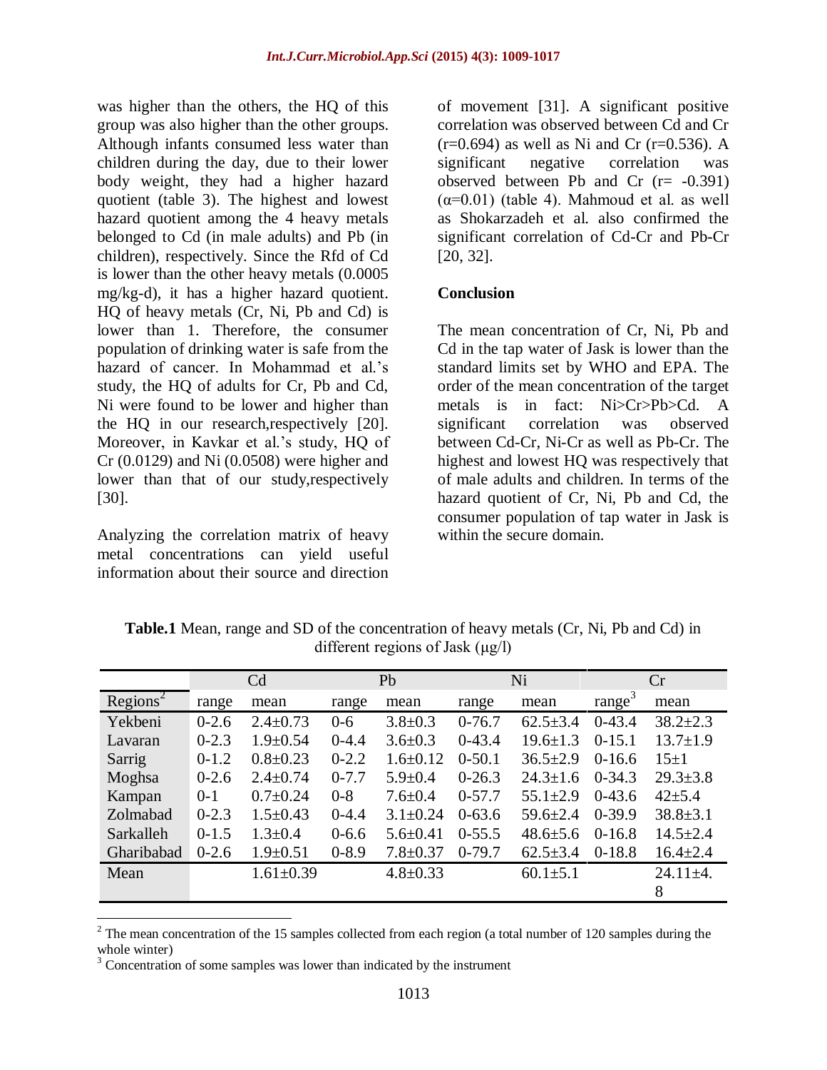was higher than the others, the HQ of this group was also higher than the other groups. Although infants consumed less water than children during the day, due to their lower body weight, they had a higher hazard quotient (table 3). The highest and lowest hazard quotient among the 4 heavy metals belonged to Cd (in male adults) and Pb (in children), respectively. Since the Rfd of Cd is lower than the other heavy metals (0.0005 mg/kg-d), it has a higher hazard quotient. HQ of heavy metals (Cr, Ni, Pb and Cd) is lower than 1. Therefore, the consumer population of drinking water is safe from the hazard of cancer. In Mohammad et al.'s study, the HQ of adults for Cr, Pb and Cd, Ni were found to be lower and higher than the HQ in our research,respectively [20]. Moreover, in Kavkar et al.'s study, HQ of Cr (0.0129) and Ni (0.0508) were higher and lower than that of our study,respectively [30].

Analyzing the correlation matrix of heavy metal concentrations can yield useful information about their source and direction of movement [31]. A significant positive correlation was observed between Cd and Cr (r=0.694) as well as Ni and Cr (r=0.536). A significant negative correlation was observed between Pb and Cr (r= -0.391) (α=0.01) (table 4). Mahmoud et al. as well as Shokarzadeh et al. also confirmed the significant correlation of Cd-Cr and Pb-Cr [20, 32].

## Conclusion

The mean concentration of Cr, Ni, Pb and Cd in the tap water of Jask is lower than the standard limits set by WHO and EPA. The order of the mean concentration of the target metals is in fact: Ni>Cr>Pb>Cd. A significant correlation was observed between Cd-Cr, Ni-Cr as well as Pb-Cr. The highest and lowest HQ was respectively that of male adults and children. In terms of the hazard quotient of Cr, Ni, Pb and Cd, the consumer population of tap water in Jask is within the secure domain.

**Table.1** Mean, range and SD of the concentration of heavy metals (Cr, Ni, Pb and Cd) in different regions of Jask (μg/l)

| | Cd | | Pb | | Ni | | Cr | |
|---|---|---|---|---|---|---|---|---|
| Regions[2] | range | mean | range | mean | range | mean | range[3] | mean |
| Yekbeni | 0-2.6 | 2.4±0.73 | 0-6 | 3.8±0.3 | 0-76.7 | 62.5±3.4 | 0-43.4 | 38.2±2.3 |
| Lavaran | 0-2.3 | 1.9±0.54 | 0-4.4 | 3.6±0.3 | 0-43.4 | 19.6±1.3 | 0-15.1 | 13.7±1.9 |
| Sarrig | 0-1.2 | 0.8±0.23 | 0-2.2 | 1.6±0.12 | 0-50.1 | 36.5±2.9 | 0-16.6 | 15±1 |
| Moghsa | 0-2.6 | 2.4±0.74 | 0-7.7 | 5.9±0.4 | 0-26.3 | 24.3±1.6 | 0-34.3 | 29.3±3.8 |
| Kampan | 0-1 | 0.7±0.24 | 0-8 | 7.6±0.4 | 0-57.7 | 55.1±2.9 | 0-43.6 | 42±5.4 |
| Zolmabad | 0-2.3 | 1.5±0.43 | 0-4.4 | 3.1±0.24 | 0-63.6 | 59.6±2.4 | 0-39.9 | 38.8±3.1 |
| Sarkalleh | 0-1.5 | 1.3±0.4 | 0-6.6 | 5.6±0.41 | 0-55.5 | 48.6±5.6 | 0-16.8 | 14.5±2.4 |
| Gharibabad | 0-2.6 | 1.9±0.51 | 0-8.9 | 7.8±0.37 | 0-79.7 | 62.5±3.4 | 0-18.8 | 16.4±2.4 |
| Mean | | 1.61±0.39 | | 4.8±0.33 | | 60.1±5.1 | | 24.11±4.8 |

[2] The mean concentration of the 15 samples collected from each region (a total number of 120 samples during the whole winter)

[3] Concentration of some samples was lower than indicated by the instrument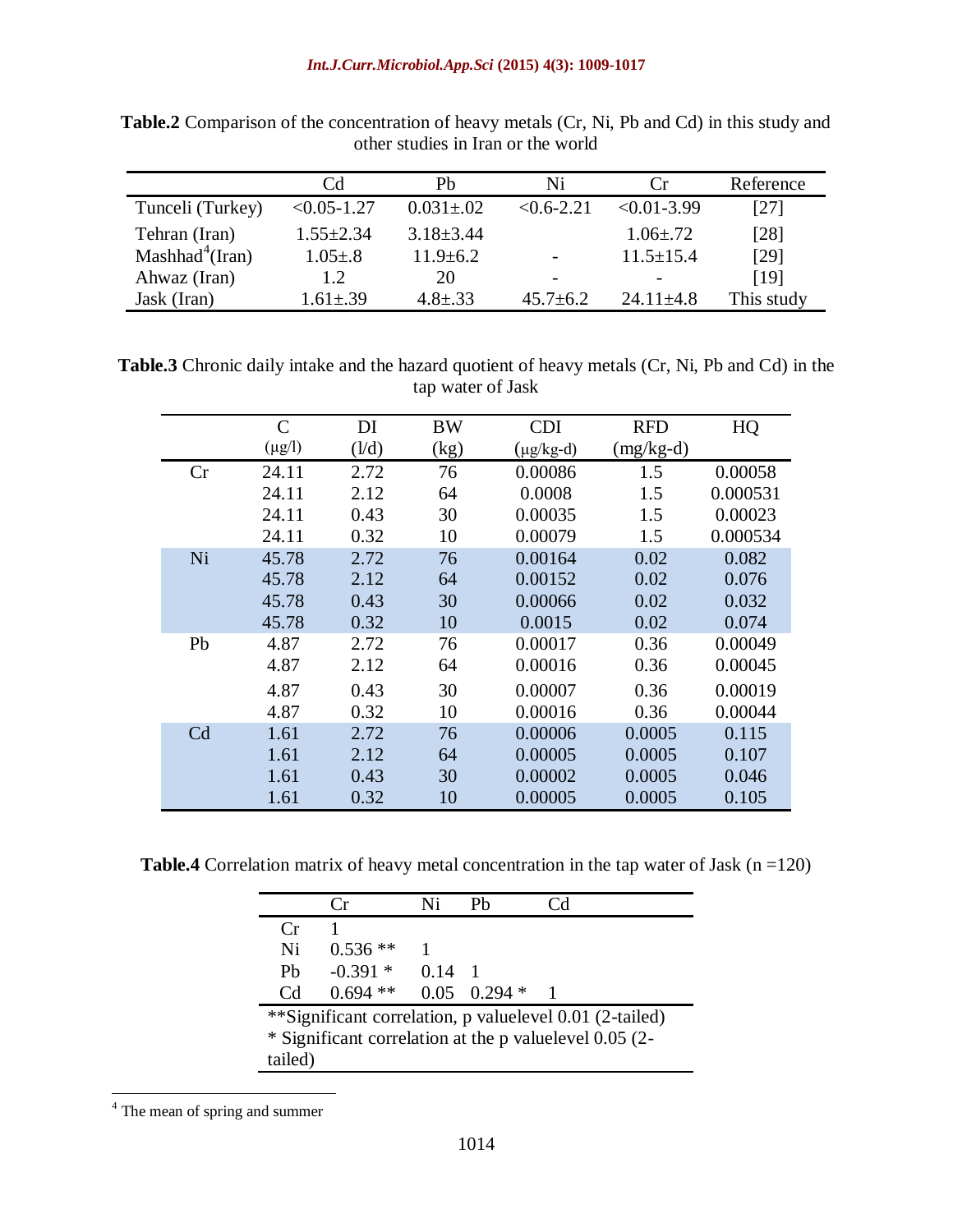**Table.2** Comparison of the concentration of heavy metals (Cr, Ni, Pb and Cd) in this study and other studies in Iran or the world

| | Cd | Pb | Ni | Cr | Reference |
|---|---|---|---|---|---|
| Tunceli (Turkey) | <0.05-1.27 | 0.031±.02 | <0.6-2.21 | <0.01-3.99 | [27] |
| Tehran (Iran) | 1.55±2.34 | 3.18±3.44 | | 1.06±.72 | [28] |
| Mashhad[4](Iran) | 1.05±.8 | 11.9±6.2 | - | 11.5±15.4 | [29] |
| Ahwaz (Iran) | 1.2 | 20 | - | - | [19] |
| Jask (Iran) | 1.61±.39 | 4.8±.33 | 45.7±6.2 | 24.11±4.8 | This study |

**Table.3** Chronic daily intake and the hazard quotient of heavy metals (Cr, Ni, Pb and Cd) in the tap water of Jask

| | C (μg/l) | DI (l/d) | BW (kg) | CDI (μg/kg-d) | RFD (mg/kg-d) | HQ |
|---|---|---|---|---|---|---|
| Cr | 24.11 | 2.72 | 76 | 0.00086 | 1.5 | 0.00058 |
| | 24.11 | 2.12 | 64 | 0.0008 | 1.5 | 0.000531 |
| | 24.11 | 0.43 | 30 | 0.00035 | 1.5 | 0.00023 |
| | 24.11 | 0.32 | 10 | 0.00079 | 1.5 | 0.000534 |
| Ni | 45.78 | 2.72 | 76 | 0.00164 | 0.02 | 0.082 |
| | 45.78 | 2.12 | 64 | 0.00152 | 0.02 | 0.076 |
| | 45.78 | 0.43 | 30 | 0.00066 | 0.02 | 0.032 |
| | 45.78 | 0.32 | 10 | 0.0015 | 0.02 | 0.074 |
| Pb | 4.87 | 2.72 | 76 | 0.00017 | 0.36 | 0.00049 |
| | 4.87 | 2.12 | 64 | 0.00016 | 0.36 | 0.00045 |
| | 4.87 | 0.43 | 30 | 0.00007 | 0.36 | 0.00019 |
| | 4.87 | 0.32 | 10 | 0.00016 | 0.36 | 0.00044 |
| Cd | 1.61 | 2.72 | 76 | 0.00006 | 0.0005 | 0.115 |
| | 1.61 | 2.12 | 64 | 0.00005 | 0.0005 | 0.107 |
| | 1.61 | 0.43 | 30 | 0.00002 | 0.0005 | 0.046 |
| | 1.61 | 0.32 | 10 | 0.00005 | 0.0005 | 0.105 |

**Table.4** Correlation matrix of heavy metal concentration in the tap water of Jask (n =120)

| | Cr | Ni | Pb | Cd |
|---|---|---|---|---|
| Cr | 1 | | | |
| Ni | 0.536 ** | 1 | | |
| Pb | -0.391 * | 0.14 | 1 | |
| Cd | 0.694 ** | 0.05 | 0.294 * | 1 |

**Significant correlation, p valuelevel 0.01 (2-tailed)
* Significant correlation at the p valuelevel 0.05 (2-tailed)

[4] The mean of spring and summer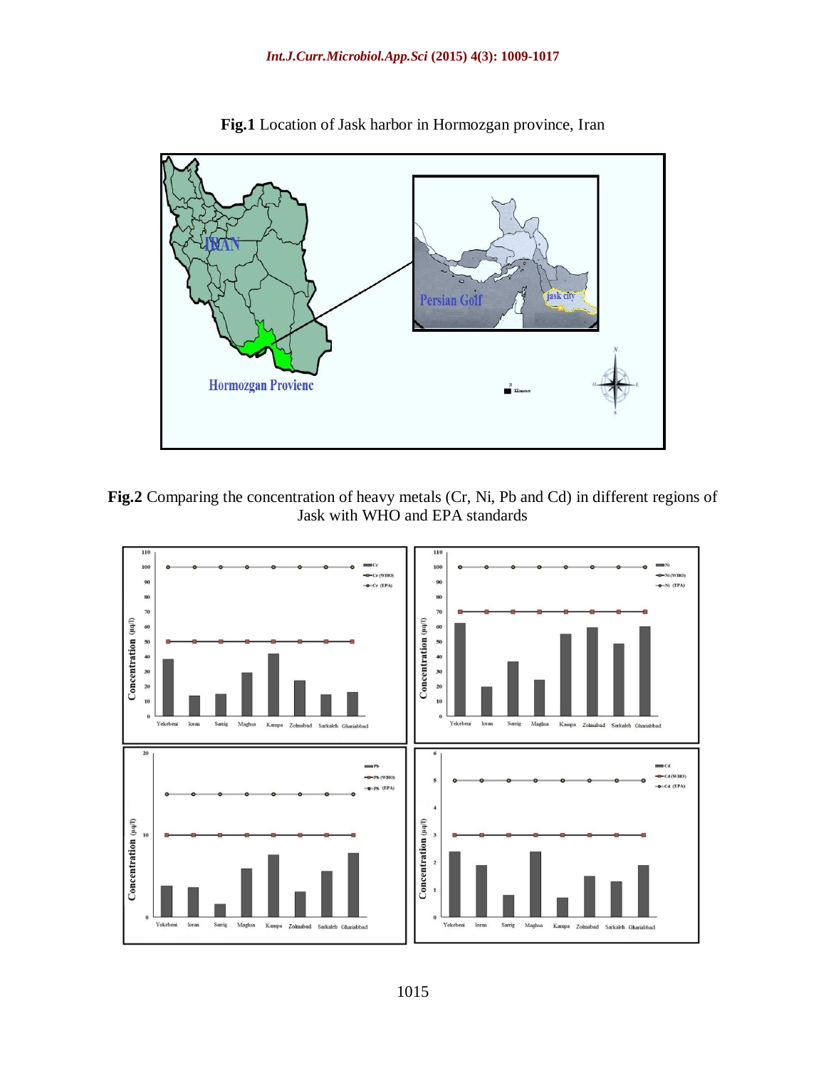**Fig.1** Location of Jask harbor in Hormozgan province, Iran

**Fig.2** Comparing the concentration of heavy metals (Cr, Ni, Pb and Cd) in different regions of Jask with WHO and EPA standards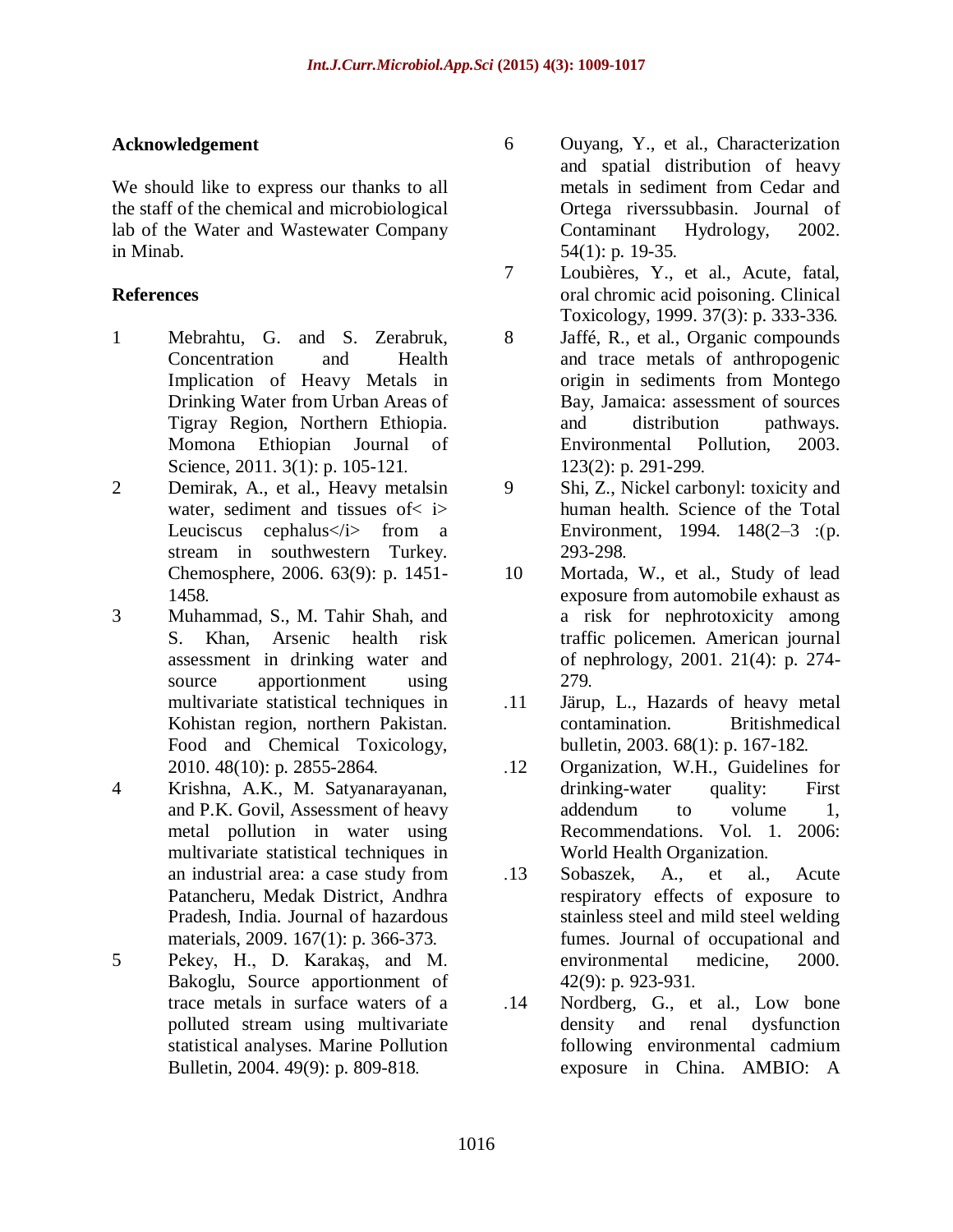## Acknowledgement

We should like to express our thanks to all the staff of the chemical and microbiological lab of the Water and Wastewater Company in Minab.

## References

1. Mebrahtu, G. and S. Zerabruk, Concentration and Health Implication of Heavy Metals in Drinking Water from Urban Areas of Tigray Region, Northern Ethiopia. Momona Ethiopian Journal of Science, 2011. 3(1): p. 105-121.
2. Demirak, A., et al., Heavy metalsin water, sediment and tissues of< i> Leuciscus cephalus</i> from a stream in southwestern Turkey. Chemosphere, 2006. 63(9): p. 1451-1458.
3. Muhammad, S., M. Tahir Shah, and S. Khan, Arsenic health risk assessment in drinking water and source apportionment using multivariate statistical techniques in Kohistan region, northern Pakistan. Food and Chemical Toxicology, 2010. 48(10): p. 2855-2864.
4. Krishna, A.K., M. Satyanarayanan, and P.K. Govil, Assessment of heavy metal pollution in water using multivariate statistical techniques in an industrial area: a case study from Patancheru, Medak District, Andhra Pradesh, India. Journal of hazardous materials, 2009. 167(1): p. 366-373.
5. Pekey, H., D. Karakaş, and M. Bakoglu, Source apportionment of trace metals in surface waters of a polluted stream using multivariate statistical analyses. Marine Pollution Bulletin, 2004. 49(9): p. 809-818.
6. Ouyang, Y., et al., Characterization and spatial distribution of heavy metals in sediment from Cedar and Ortega riverssubbasin. Journal of Contaminant Hydrology, 2002. 54(1): p. 19-35.
7. Loubières, Y., et al., Acute, fatal, oral chromic acid poisoning. Clinical Toxicology, 1999. 37(3): p. 333-336.
8. Jaffé, R., et al., Organic compounds and trace metals of anthropogenic origin in sediments from Montego Bay, Jamaica: assessment of sources and distribution pathways. Environmental Pollution, 2003. 123(2): p. 291-299.
9. Shi, Z., Nickel carbonyl: toxicity and human health. Science of the Total Environment, 1994. 148(2–3 :(p. 293-298.
10. Mortada, W., et al., Study of lead exposure from automobile exhaust as a risk for nephrotoxicity among traffic policemen. American journal of nephrology, 2001. 21(4): p. 274-279.
11. Järup, L., Hazards of heavy metal contamination. Britishmedical bulletin, 2003. 68(1): p. 167-182.
12. Organization, W.H., Guidelines for drinking-water quality: First addendum to volume 1, Recommendations. Vol. 1. 2006: World Health Organization.
13. Sobaszek, A., et al., Acute respiratory effects of exposure to stainless steel and mild steel welding fumes. Journal of occupational and environmental medicine, 2000. 42(9): p. 923-931.
14. Nordberg, G., et al., Low bone density and renal dysfunction following environmental cadmium exposure in China. AMBIO: A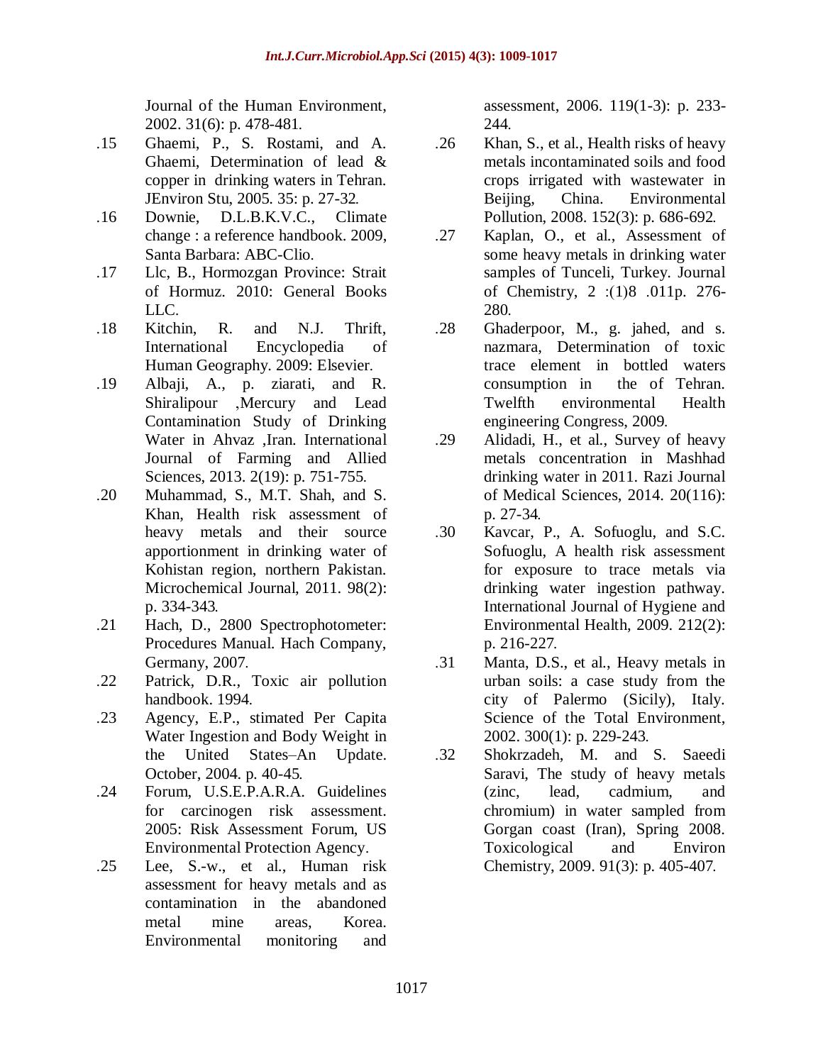Journal of the Human Environment, 2002. 31(6): p. 478-481.

.15 Ghaemi, P., S. Rostami, and A. Ghaemi, Determination of lead & copper in drinking waters in Tehran. JEnviron Stu, 2005. 35: p. 27-32.

.16 Downie, D.L.B.K.V.C., Climate change : a reference handbook. 2009, Santa Barbara: ABC-Clio.

.17 Llc, B., Hormozgan Province: Strait of Hormuz. 2010: General Books LLC.

.18 Kitchin, R. and N.J. Thrift, International Encyclopedia of Human Geography. 2009: Elsevier.

.19 Albaji, A., p. ziarati, and R. Shiralipour ,Mercury and Lead Contamination Study of Drinking Water in Ahvaz ,Iran. International Journal of Farming and Allied Sciences, 2013. 2(19): p. 751-755.

.20 Muhammad, S., M.T. Shah, and S. Khan, Health risk assessment of heavy metals and their source apportionment in drinking water of Kohistan region, northern Pakistan. Microchemical Journal, 2011. 98(2): p. 334-343.

.21 Hach, D., 2800 Spectrophotometer: Procedures Manual. Hach Company, Germany, 2007.

.22 Patrick, D.R., Toxic air pollution handbook. 1994.

.23 Agency, E.P., stimated Per Capita Water Ingestion and Body Weight in the United States–An Update. October, 2004. p. 40-45.

.24 Forum, U.S.E.P.A.R.A. Guidelines for carcinogen risk assessment. 2005: Risk Assessment Forum, US Environmental Protection Agency.

.25 Lee, S.-w., et al., Human risk assessment for heavy metals and as contamination in the abandoned metal mine areas, Korea. Environmental monitoring and assessment, 2006. 119(1-3): p. 233-244.

.26 Khan, S., et al., Health risks of heavy metals incontaminated soils and food crops irrigated with wastewater in Beijing, China. Environmental Pollution, 2008. 152(3): p. 686-692.

.27 Kaplan, O., et al., Assessment of some heavy metals in drinking water samples of Tunceli, Turkey. Journal of Chemistry, 2 :(1)8 .011p. 276-280.

.28 Ghaderpoor, M., g. jahed, and s. nazmara, Determination of toxic trace element in bottled waters consumption in the of Tehran. Twelfth environmental Health engineering Congress, 2009.

.29 Alidadi, H., et al., Survey of heavy metals concentration in Mashhad drinking water in 2011. Razi Journal of Medical Sciences, 2014. 20(116): p. 27-34.

.30 Kavcar, P., A. Sofuoglu, and S.C. Sofuoglu, A health risk assessment for exposure to trace metals via drinking water ingestion pathway. International Journal of Hygiene and Environmental Health, 2009. 212(2): p. 216-227.

.31 Manta, D.S., et al., Heavy metals in urban soils: a case study from the city of Palermo (Sicily), Italy. Science of the Total Environment, 2002. 300(1): p. 229-243.

.32 Shokrzadeh, M. and S. Saeedi Saravi, The study of heavy metals (zinc, lead, cadmium, and chromium) in water sampled from Gorgan coast (Iran), Spring 2008. Toxicological and Environ Chemistry, 2009. 91(3): p. 405-407.